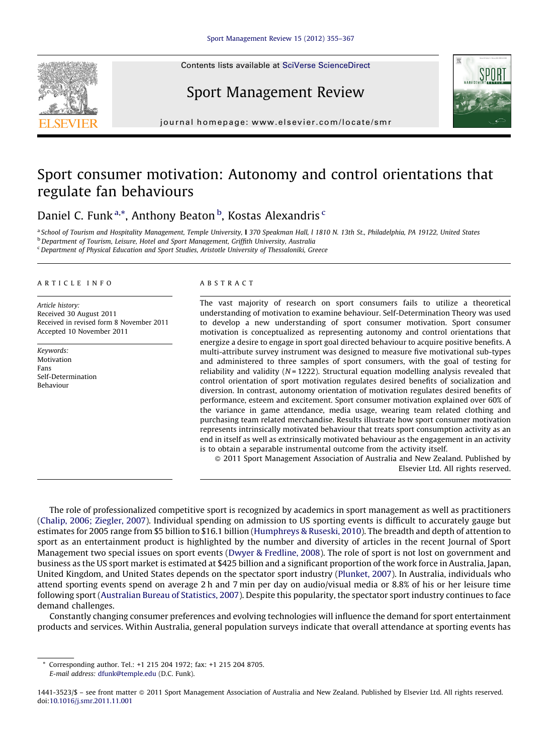Contents lists available at SciVerse ScienceDirect

Sport Management Review

journal homepage: www.elsevier.com/locate/smr

# Sport consumer motivation: Autonomy and control orientations that regulate fan behaviours

Daniel C. Funk [a,*], Anthony Beaton [b], Kostas Alexandris [c]

[a] School of Tourism and Hospitality Management, Temple University, 1 370 Speakman Hall, 1 1810 N. 13th St., Philadelphia, PA 19122, United States
[b] Department of Tourism, Leisure, Hotel and Sport Management, Griffith University, Australia
[c] Department of Physical Education and Sport Studies, Aristotle University of Thessaloniki, Greece

## ARTICLE INFO

*Article history:*
Received 30 August 2011
Received in revised form 8 November 2011
Accepted 10 November 2011

*Keywords:*
Motivation
Fans
Self-Determination
Behaviour

## ABSTRACT

The vast majority of research on sport consumers fails to utilize a theoretical understanding of motivation to examine behaviour. Self-Determination Theory was used to develop a new understanding of sport consumer motivation. Sport consumer motivation is conceptualized as representing autonomy and control orientations that energize a desire to engage in sport goal directed behaviour to acquire positive benefits. A multi-attribute survey instrument was designed to measure five motivational sub-types and administered to three samples of sport consumers, with the goal of testing for reliability and validity ($N = 1222$). Structural equation modelling analysis revealed that control orientation of sport motivation regulates desired benefits of socialization and diversion. In contrast, autonomy orientation of motivation regulates desired benefits of performance, esteem and excitement. Sport consumer motivation explained over 60% of the variance in game attendance, media usage, wearing team related clothing and purchasing team related merchandise. Results illustrate how sport consumer motivation represents intrinsically motivated behaviour that treats sport consumption activity as an end in itself as well as extrinsically motivated behaviour as the engagement in an activity is to obtain a separable instrumental outcome from the activity itself.

© 2011 Sport Management Association of Australia and New Zealand. Published by Elsevier Ltd. All rights reserved.

The role of professionalized competitive sport is recognized by academics in sport management as well as practitioners (Chalip, 2006; Ziegler, 2007). Individual spending on admission to US sporting events is difficult to accurately gauge but estimates for 2005 range from $5 billion to $16.1 billion (Humphreys & Ruseski, 2010). The breadth and depth of attention to sport as an entertainment product is highlighted by the number and diversity of articles in the recent Journal of Sport Management two special issues on sport events (Dwyer & Fredline, 2008). The role of sport is not lost on government and business as the US sport market is estimated at $425 billion and a significant proportion of the work force in Australia, Japan, United Kingdom, and United States depends on the spectator sport industry (Plunket, 2007). In Australia, individuals who attend sporting events spend on average 2 h and 7 min per day on audio/visual media or 8.8% of his or her leisure time following sport (Australian Bureau of Statistics, 2007). Despite this popularity, the spectator sport industry continues to face demand challenges.

Constantly changing consumer preferences and evolving technologies will influence the demand for sport entertainment products and services. Within Australia, general population surveys indicate that overall attendance at sporting events has

* Corresponding author. Tel.: +1 215 204 1972; fax: +1 215 204 8705.
E-mail address: dfunk@temple.edu (D.C. Funk).

1441-3523/$ – see front matter © 2011 Sport Management Association of Australia and New Zealand. Published by Elsevier Ltd. All rights reserved.
doi:10.1016/j.smr.2011.11.001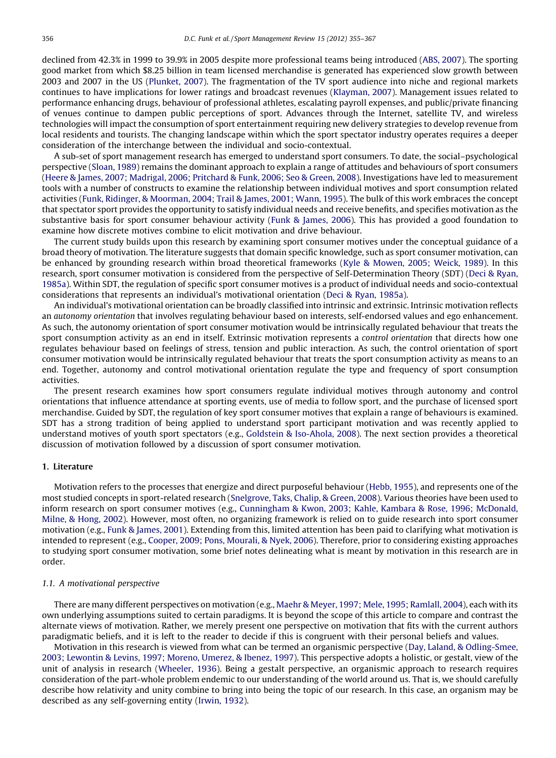declined from 42.3% in 1999 to 39.9% in 2005 despite more professional teams being introduced (ABS, 2007). The sporting good market from which $8.25 billion in team licensed merchandise is generated has experienced slow growth between 2003 and 2007 in the US (Plunket, 2007). The fragmentation of the TV sport audience into niche and regional markets continues to have implications for lower ratings and broadcast revenues (Klayman, 2007). Management issues related to performance enhancing drugs, behaviour of professional athletes, escalating payroll expenses, and public/private financing of venues continue to dampen public perceptions of sport. Advances through the Internet, satellite TV, and wireless technologies will impact the consumption of sport entertainment requiring new delivery strategies to develop revenue from local residents and tourists. The changing landscape within which the sport spectator industry operates requires a deeper consideration of the interchange between the individual and socio-contextual.

A sub-set of sport management research has emerged to understand sport consumers. To date, the social–psychological perspective (Sloan, 1989) remains the dominant approach to explain a range of attitudes and behaviours of sport consumers (Heere & James, 2007; Madrigal, 2006; Pritchard & Funk, 2006; Seo & Green, 2008). Investigations have led to measurement tools with a number of constructs to examine the relationship between individual motives and sport consumption related activities (Funk, Ridinger, & Moorman, 2004; Trail & James, 2001; Wann, 1995). The bulk of this work embraces the concept that spectator sport provides the opportunity to satisfy individual needs and receive benefits, and specifies motivation as the substantive basis for sport consumer behaviour activity (Funk & James, 2006). This has provided a good foundation to examine how discrete motives combine to elicit motivation and drive behaviour.

The current study builds upon this research by examining sport consumer motives under the conceptual guidance of a broad theory of motivation. The literature suggests that domain specific knowledge, such as sport consumer motivation, can be enhanced by grounding research within broad theoretical frameworks (Kyle & Mowen, 2005; Weick, 1989). In this research, sport consumer motivation is considered from the perspective of Self-Determination Theory (SDT) (Deci & Ryan, 1985a). Within SDT, the regulation of specific sport consumer motives is a product of individual needs and socio-contextual considerations that represents an individual's motivational orientation (Deci & Ryan, 1985a).

An individual's motivational orientation can be broadly classified into intrinsic and extrinsic. Intrinsic motivation reflects an *autonomy orientation* that involves regulating behaviour based on interests, self-endorsed values and ego enhancement. As such, the autonomy orientation of sport consumer motivation would be intrinsically regulated behaviour that treats the sport consumption activity as an end in itself. Extrinsic motivation represents a *control orientation* that directs how one regulates behaviour based on feelings of stress, tension and public interaction. As such, the control orientation of sport consumer motivation would be intrinsically regulated behaviour that treats the sport consumption activity as means to an end. Together, autonomy and control motivational orientation regulate the type and frequency of sport consumption activities.

The present research examines how sport consumers regulate individual motives through autonomy and control orientations that influence attendance at sporting events, use of media to follow sport, and the purchase of licensed sport merchandise. Guided by SDT, the regulation of key sport consumer motives that explain a range of behaviours is examined. SDT has a strong tradition of being applied to understand sport participant motivation and was recently applied to understand motives of youth sport spectators (e.g., Goldstein & Iso-Ahola, 2008). The next section provides a theoretical discussion of motivation followed by a discussion of sport consumer motivation.

## 1. Literature

Motivation refers to the processes that energize and direct purposeful behaviour (Hebb, 1955), and represents one of the most studied concepts in sport-related research (Snelgrove, Taks, Chalip, & Green, 2008). Various theories have been used to inform research on sport consumer motives (e.g., Cunningham & Kwon, 2003; Kahle, Kambara & Rose, 1996; McDonald, Milne, & Hong, 2002). However, most often, no organizing framework is relied on to guide research into sport consumer motivation (e.g., Funk & James, 2001). Extending from this, limited attention has been paid to clarifying what motivation is intended to represent (e.g., Cooper, 2009; Pons, Mourali, & Nyek, 2006). Therefore, prior to considering existing approaches to studying sport consumer motivation, some brief notes delineating what is meant by motivation in this research are in order.

### 1.1. A motivational perspective

There are many different perspectives on motivation (e.g., Maehr & Meyer, 1997; Mele, 1995; Ramlall, 2004), each with its own underlying assumptions suited to certain paradigms. It is beyond the scope of this article to compare and contrast the alternate views of motivation. Rather, we merely present one perspective on motivation that fits with the current authors paradigmatic beliefs, and it is left to the reader to decide if this is congruent with their personal beliefs and values.

Motivation in this research is viewed from what can be termed an organismic perspective (Day, Laland, & Odling-Smee, 2003; Lewontin & Levins, 1997; Moreno, Umerez, & Ibenez, 1997). This perspective adopts a holistic, or gestalt, view of the unit of analysis in research (Wheeler, 1936). Being a gestalt perspective, an organismic approach to research requires consideration of the part-whole problem endemic to our understanding of the world around us. That is, we should carefully describe how relativity and unity combine to bring into being the topic of our research. In this case, an organism may be described as any self-governing entity (Irwin, 1932).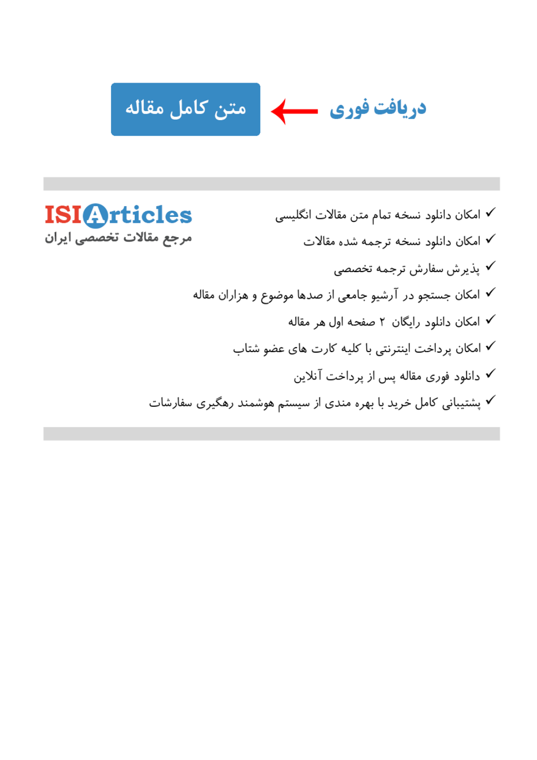دریافت فوری ← متن کامل مقاله

**ISIArticles**
مرجع مقالات تخصصی ایران

- ✓ امکان دانلود نسخه تمام متن مقالات انگلیسی
- ✓ امکان دانلود نسخه ترجمه شده مقالات
- ✓ پذیرش سفارش ترجمه تخصصی
- ✓ امکان جستجو در آرشیو جامعی از صدها موضوع و هزاران مقاله
- ✓ امکان دانلود رایگان ۲ صفحه اول هر مقاله
- ✓ امکان پرداخت اینترنتی با کلیه کارت های عضو شتاب
- ✓ دانلود فوری مقاله پس از پرداخت آنلاین
- ✓ پشتیبانی کامل خرید با بهره مندی از سیستم هوشمند رهگیری سفارشات